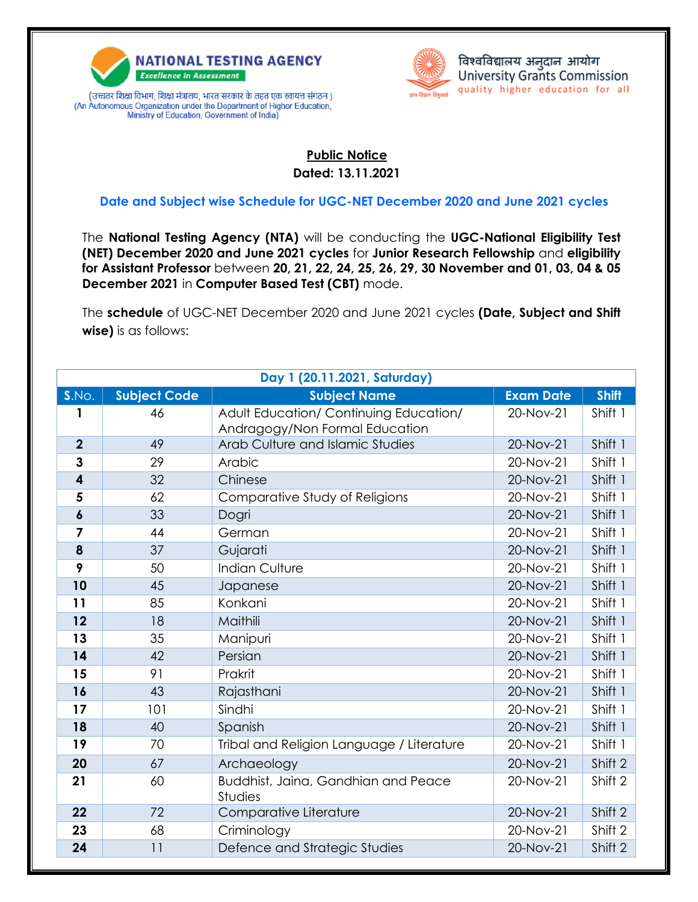NATIONAL TESTING AGENCY
*Excellence in Assessment*
(उच्चतर शिक्षा विभाग, शिक्षा मंत्रालय, भारत सरकार के तहत एक स्वायत्त संगठन )
(An Autonomous Organization under the Department of Higher Education, Ministry of Education, Government of India)

विश्वविद्यालय अनुदान आयोग
University Grants Commission
quality higher education for all

**Public Notice**
**Dated: 13.11.2021**

## Date and Subject wise Schedule for UGC-NET December 2020 and June 2021 cycles

The **National Testing Agency (NTA)** will be conducting the **UGC-National Eligibility Test (NET) December 2020 and June 2021 cycles** for **Junior Research Fellowship** and **eligibility for Assistant Professor** between **20, 21, 22, 24, 25, 26, 29, 30 November and 01, 03, 04 & 05 December 2021** in **Computer Based Test (CBT)** mode.

The **schedule** of UGC-NET December 2020 and June 2021 cycles **(Date, Subject and Shift wise)** is as follows:

| Day 1 (20.11.2021, Saturday) | | | | |
|---|---|---|---|---|
| S.No. | Subject Code | Subject Name | Exam Date | Shift |
| 1 | 46 | Adult Education/ Continuing Education/ Andragogy/Non Formal Education | 20-Nov-21 | Shift 1 |
| 2 | 49 | Arab Culture and Islamic Studies | 20-Nov-21 | Shift 1 |
| 3 | 29 | Arabic | 20-Nov-21 | Shift 1 |
| 4 | 32 | Chinese | 20-Nov-21 | Shift 1 |
| 5 | 62 | Comparative Study of Religions | 20-Nov-21 | Shift 1 |
| 6 | 33 | Dogri | 20-Nov-21 | Shift 1 |
| 7 | 44 | German | 20-Nov-21 | Shift 1 |
| 8 | 37 | Gujarati | 20-Nov-21 | Shift 1 |
| 9 | 50 | Indian Culture | 20-Nov-21 | Shift 1 |
| 10 | 45 | Japanese | 20-Nov-21 | Shift 1 |
| 11 | 85 | Konkani | 20-Nov-21 | Shift 1 |
| 12 | 18 | Maithili | 20-Nov-21 | Shift 1 |
| 13 | 35 | Manipuri | 20-Nov-21 | Shift 1 |
| 14 | 42 | Persian | 20-Nov-21 | Shift 1 |
| 15 | 91 | Prakrit | 20-Nov-21 | Shift 1 |
| 16 | 43 | Rajasthani | 20-Nov-21 | Shift 1 |
| 17 | 101 | Sindhi | 20-Nov-21 | Shift 1 |
| 18 | 40 | Spanish | 20-Nov-21 | Shift 1 |
| 19 | 70 | Tribal and Religion Language / Literature | 20-Nov-21 | Shift 1 |
| 20 | 67 | Archaeology | 20-Nov-21 | Shift 2 |
| 21 | 60 | Buddhist, Jaina, Gandhian and Peace Studies | 20-Nov-21 | Shift 2 |
| 22 | 72 | Comparative Literature | 20-Nov-21 | Shift 2 |
| 23 | 68 | Criminology | 20-Nov-21 | Shift 2 |
| 24 | 11 | Defence and Strategic Studies | 20-Nov-21 | Shift 2 |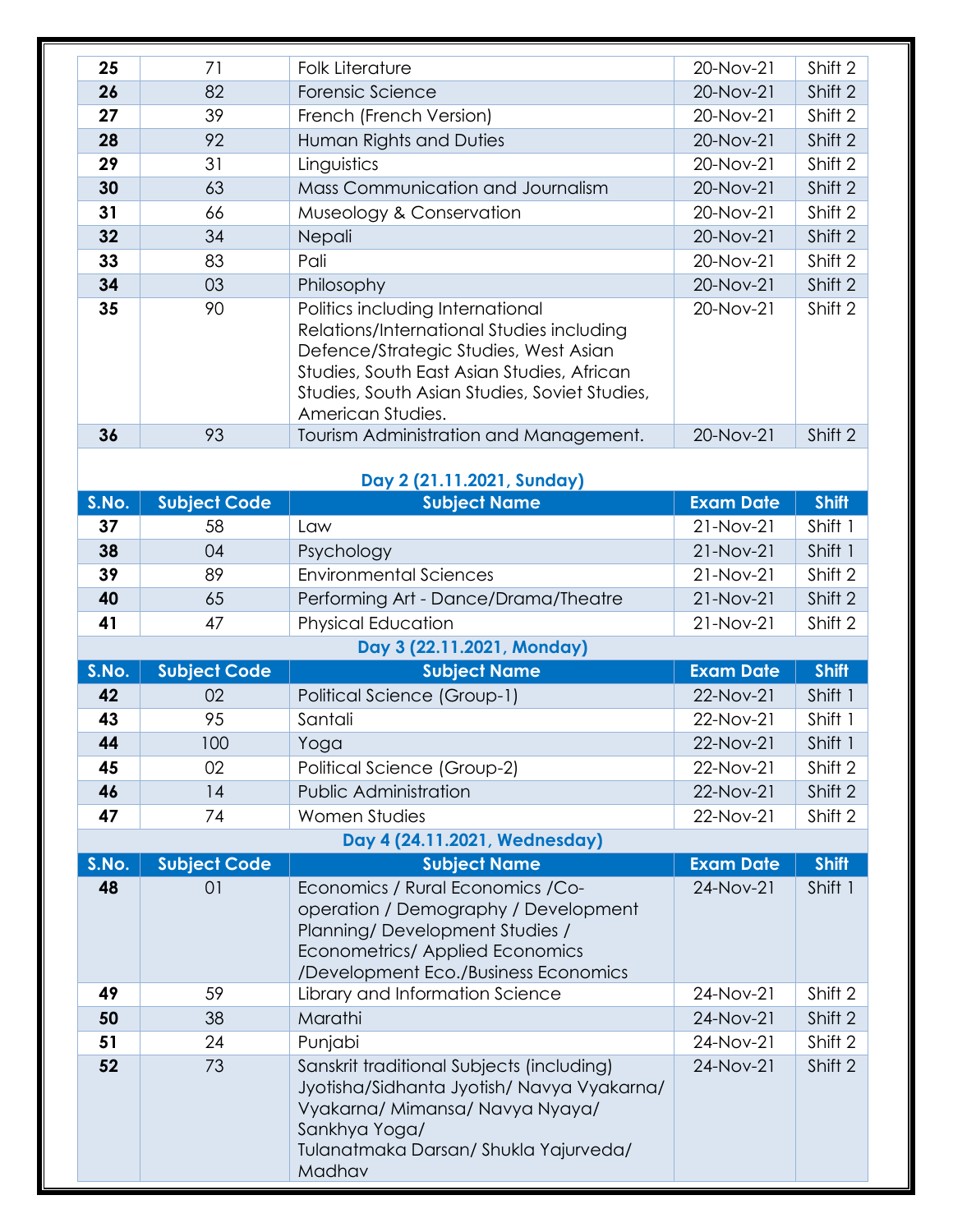| S.No. | Subject Code | Subject Name | Exam Date | Shift |
|---|---|---|---|---|
| **25** | 71 | Folk Literature | 20-Nov-21 | Shift 2 |
| **26** | 82 | Forensic Science | 20-Nov-21 | Shift 2 |
| **27** | 39 | French (French Version) | 20-Nov-21 | Shift 2 |
| **28** | 92 | Human Rights and Duties | 20-Nov-21 | Shift 2 |
| **29** | 31 | Linguistics | 20-Nov-21 | Shift 2 |
| **30** | 63 | Mass Communication and Journalism | 20-Nov-21 | Shift 2 |
| **31** | 66 | Museology & Conservation | 20-Nov-21 | Shift 2 |
| **32** | 34 | Nepali | 20-Nov-21 | Shift 2 |
| **33** | 83 | Pali | 20-Nov-21 | Shift 2 |
| **34** | 03 | Philosophy | 20-Nov-21 | Shift 2 |
| **35** | 90 | Politics including International Relations/International Studies including Defence/Strategic Studies, West Asian Studies, South East Asian Studies, African Studies, South Asian Studies, Soviet Studies, American Studies. | 20-Nov-21 | Shift 2 |
| **36** | 93 | Tourism Administration and Management. | 20-Nov-21 | Shift 2 |

**Day 2 (21.11.2021, Sunday)**

| S.No. | Subject Code | Subject Name | Exam Date | Shift |
|---|---|---|---|---|
| **37** | 58 | Law | 21-Nov-21 | Shift 1 |
| **38** | 04 | Psychology | 21-Nov-21 | Shift 1 |
| **39** | 89 | Environmental Sciences | 21-Nov-21 | Shift 2 |
| **40** | 65 | Performing Art - Dance/Drama/Theatre | 21-Nov-21 | Shift 2 |
| **41** | 47 | Physical Education | 21-Nov-21 | Shift 2 |

**Day 3 (22.11.2021, Monday)**

| S.No. | Subject Code | Subject Name | Exam Date | Shift |
|---|---|---|---|---|
| **42** | 02 | Political Science (Group-1) | 22-Nov-21 | Shift 1 |
| **43** | 95 | Santali | 22-Nov-21 | Shift 1 |
| **44** | 100 | Yoga | 22-Nov-21 | Shift 1 |
| **45** | 02 | Political Science (Group-2) | 22-Nov-21 | Shift 2 |
| **46** | 14 | Public Administration | 22-Nov-21 | Shift 2 |
| **47** | 74 | Women Studies | 22-Nov-21 | Shift 2 |

**Day 4 (24.11.2021, Wednesday)**

| S.No. | Subject Code | Subject Name | Exam Date | Shift |
|---|---|---|---|---|
| **48** | 01 | Economics / Rural Economics /Co-operation / Demography / Development Planning/ Development Studies / Econometrics/ Applied Economics /Development Eco./Business Economics | 24-Nov-21 | Shift 1 |
| **49** | 59 | Library and Information Science | 24-Nov-21 | Shift 2 |
| **50** | 38 | Marathi | 24-Nov-21 | Shift 2 |
| **51** | 24 | Punjabi | 24-Nov-21 | Shift 2 |
| **52** | 73 | Sanskrit traditional Subjects (including) Jyotisha/Sidhanta Jyotish/ Navya Vyakarna/ Vyakarna/ Mimansa/ Navya Nyaya/ Sankhya Yoga/ Tulanatmaka Darsan/ Shukla Yajurveda/ Madhav | 24-Nov-21 | Shift 2 |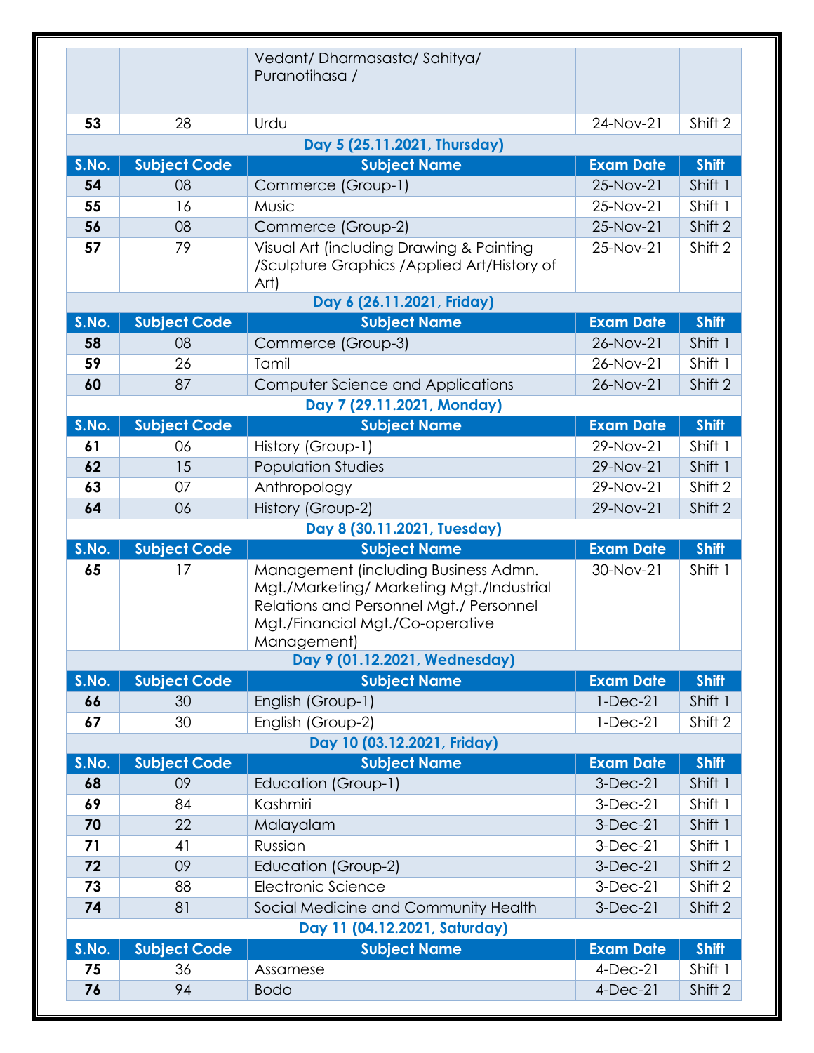| S.No. | Subject Code | Subject Name | Exam Date | Shift |
|---|---|---|---|---|
| | | Vedant/ Dharmasasta/ Sahitya/ Puranotihasa / | | |
| 53 | 28 | Urdu | 24-Nov-21 | Shift 2 |

**Day 5 (25.11.2021, Thursday)**

| S.No. | Subject Code | Subject Name | Exam Date | Shift |
|---|---|---|---|---|
| 54 | 08 | Commerce (Group-1) | 25-Nov-21 | Shift 1 |
| 55 | 16 | Music | 25-Nov-21 | Shift 1 |
| 56 | 08 | Commerce (Group-2) | 25-Nov-21 | Shift 2 |
| 57 | 79 | Visual Art (including Drawing & Painting /Sculpture Graphics /Applied Art/History of Art) | 25-Nov-21 | Shift 2 |

**Day 6 (26.11.2021, Friday)**

| S.No. | Subject Code | Subject Name | Exam Date | Shift |
|---|---|---|---|---|
| 58 | 08 | Commerce (Group-3) | 26-Nov-21 | Shift 1 |
| 59 | 26 | Tamil | 26-Nov-21 | Shift 1 |
| 60 | 87 | Computer Science and Applications | 26-Nov-21 | Shift 2 |

**Day 7 (29.11.2021, Monday)**

| S.No. | Subject Code | Subject Name | Exam Date | Shift |
|---|---|---|---|---|
| 61 | 06 | History (Group-1) | 29-Nov-21 | Shift 1 |
| 62 | 15 | Population Studies | 29-Nov-21 | Shift 1 |
| 63 | 07 | Anthropology | 29-Nov-21 | Shift 2 |
| 64 | 06 | History (Group-2) | 29-Nov-21 | Shift 2 |

**Day 8 (30.11.2021, Tuesday)**

| S.No. | Subject Code | Subject Name | Exam Date | Shift |
|---|---|---|---|---|
| 65 | 17 | Management (including Business Admn. Mgt./Marketing/ Marketing Mgt./Industrial Relations and Personnel Mgt./ Personnel Mgt./Financial Mgt./Co-operative Management) | 30-Nov-21 | Shift 1 |

**Day 9 (01.12.2021, Wednesday)**

| S.No. | Subject Code | Subject Name | Exam Date | Shift |
|---|---|---|---|---|
| 66 | 30 | English (Group-1) | 1-Dec-21 | Shift 1 |
| 67 | 30 | English (Group-2) | 1-Dec-21 | Shift 2 |

**Day 10 (03.12.2021, Friday)**

| S.No. | Subject Code | Subject Name | Exam Date | Shift |
|---|---|---|---|---|
| 68 | 09 | Education (Group-1) | 3-Dec-21 | Shift 1 |
| 69 | 84 | Kashmiri | 3-Dec-21 | Shift 1 |
| 70 | 22 | Malayalam | 3-Dec-21 | Shift 1 |
| 71 | 41 | Russian | 3-Dec-21 | Shift 1 |
| 72 | 09 | Education (Group-2) | 3-Dec-21 | Shift 2 |
| 73 | 88 | Electronic Science | 3-Dec-21 | Shift 2 |
| 74 | 81 | Social Medicine and Community Health | 3-Dec-21 | Shift 2 |

**Day 11 (04.12.2021, Saturday)**

| S.No. | Subject Code | Subject Name | Exam Date | Shift |
|---|---|---|---|---|
| 75 | 36 | Assamese | 4-Dec-21 | Shift 1 |
| 76 | 94 | Bodo | 4-Dec-21 | Shift 2 |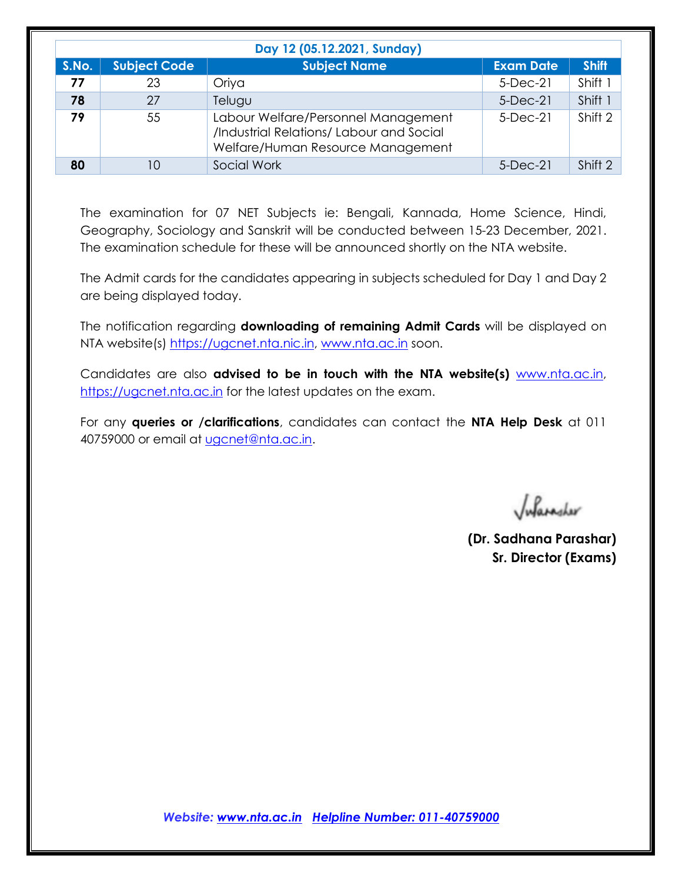| Day 12 (05.12.2021, Sunday) | | | | |
|---|---|---|---|---|
| **S.No.** | **Subject Code** | **Subject Name** | **Exam Date** | **Shift** |
| **77** | 23 | Oriya | 5-Dec-21 | Shift 1 |
| **78** | 27 | Telugu | 5-Dec-21 | Shift 1 |
| **79** | 55 | Labour Welfare/Personnel Management /Industrial Relations/ Labour and Social Welfare/Human Resource Management | 5-Dec-21 | Shift 2 |
| **80** | 10 | Social Work | 5-Dec-21 | Shift 2 |

The examination for 07 NET Subjects ie: Bengali, Kannada, Home Science, Hindi, Geography, Sociology and Sanskrit will be conducted between 15-23 December, 2021. The examination schedule for these will be announced shortly on the NTA website.

The Admit cards for the candidates appearing in subjects scheduled for Day 1 and Day 2 are being displayed today.

The notification regarding **downloading of remaining Admit Cards** will be displayed on NTA website(s) https://ugcnet.nta.nic.in, www.nta.ac.in soon.

Candidates are also **advised to be in touch with the NTA website(s)** www.nta.ac.in, https://ugcnet.nta.ac.in for the latest updates on the exam.

For any **queries or /clarifications**, candidates can contact the **NTA Help Desk** at 011 40759000 or email at ugcnet@nta.ac.in.

**(Dr. Sadhana Parashar)**
**Sr. Director (Exams)**

*Website: www.nta.ac.in Helpline Number: 011-40759000*